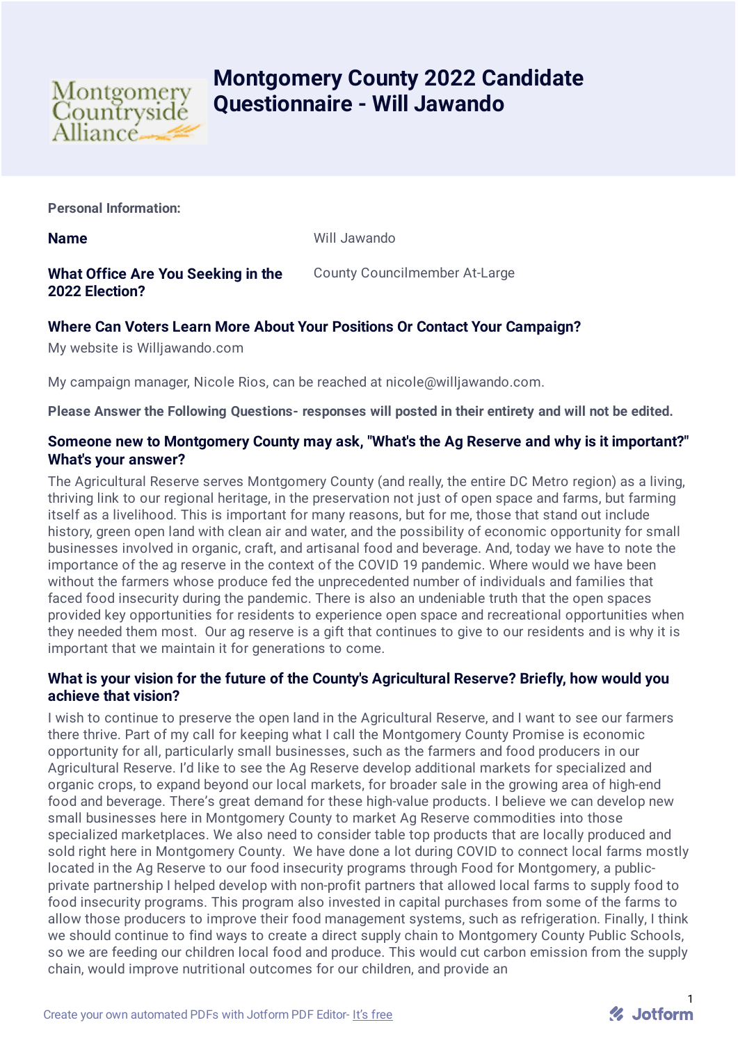# Montgomery County 2022 Candidate Questionnaire - Will Jawando

**Personal Information:**

| | |
|---|---|
| **Name** | Will Jawando |
| **What Office Are You Seeking in the 2022 Election?** | County Councilmember At-Large |

**Where Can Voters Learn More About Your Positions Or Contact Your Campaign?**

My website is Willjawando.com

My campaign manager, Nicole Rios, can be reached at nicole@willjawando.com.

**Please Answer the Following Questions- responses will posted in their entirety and will not be edited.**

**Someone new to Montgomery County may ask, "What's the Ag Reserve and why is it important?" What's your answer?**

The Agricultural Reserve serves Montgomery County (and really, the entire DC Metro region) as a living, thriving link to our regional heritage, in the preservation not just of open space and farms, but farming itself as a livelihood. This is important for many reasons, but for me, those that stand out include history, green open land with clean air and water, and the possibility of economic opportunity for small businesses involved in organic, craft, and artisanal food and beverage. And, today we have to note the importance of the ag reserve in the context of the COVID 19 pandemic. Where would we have been without the farmers whose produce fed the unprecedented number of individuals and families that faced food insecurity during the pandemic. There is also an undeniable truth that the open spaces provided key opportunities for residents to experience open space and recreational opportunities when they needed them most. Our ag reserve is a gift that continues to give to our residents and is why it is important that we maintain it for generations to come.

**What is your vision for the future of the County's Agricultural Reserve? Briefly, how would you achieve that vision?**

I wish to continue to preserve the open land in the Agricultural Reserve, and I want to see our farmers there thrive. Part of my call for keeping what I call the Montgomery County Promise is economic opportunity for all, particularly small businesses, such as the farmers and food producers in our Agricultural Reserve. I'd like to see the Ag Reserve develop additional markets for specialized and organic crops, to expand beyond our local markets, for broader sale in the growing area of high-end food and beverage. There's great demand for these high-value products. I believe we can develop new small businesses here in Montgomery County to market Ag Reserve commodities into those specialized marketplaces. We also need to consider table top products that are locally produced and sold right here in Montgomery County. We have done a lot during COVID to connect local farms mostly located in the Ag Reserve to our food insecurity programs through Food for Montgomery, a public-private partnership I helped develop with non-profit partners that allowed local farms to supply food to food insecurity programs. This program also invested in capital purchases from some of the farms to allow those producers to improve their food management systems, such as refrigeration. Finally, I think we should continue to find ways to create a direct supply chain to Montgomery County Public Schools, so we are feeding our children local food and produce. This would cut carbon emission from the supply chain, would improve nutritional outcomes for our children, and provide an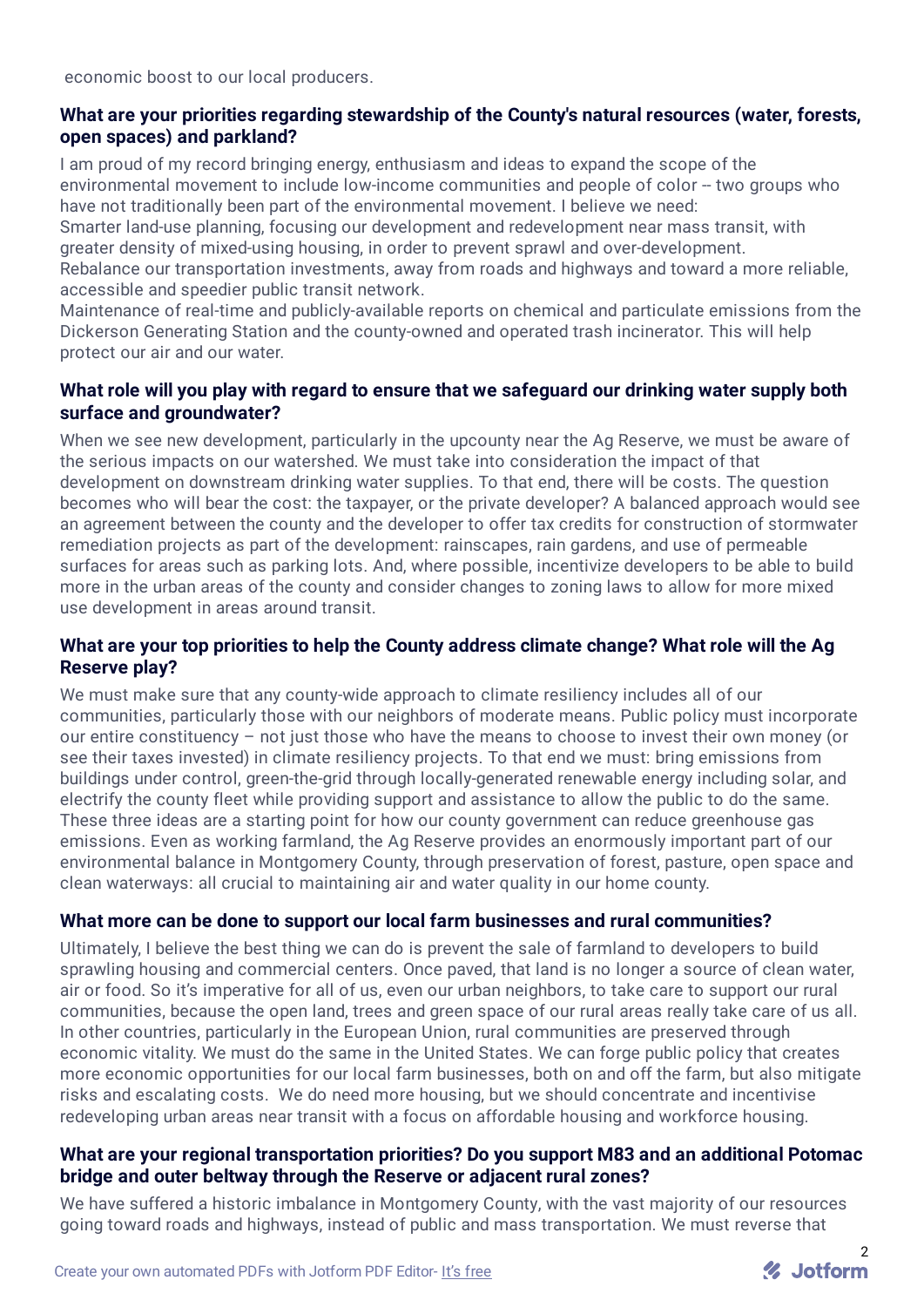economic boost to our local producers.

**What are your priorities regarding stewardship of the County's natural resources (water, forests, open spaces) and parkland?**

I am proud of my record bringing energy, enthusiasm and ideas to expand the scope of the environmental movement to include low-income communities and people of color -- two groups who have not traditionally been part of the environmental movement. I believe we need:
Smarter land-use planning, focusing our development and redevelopment near mass transit, with greater density of mixed-using housing, in order to prevent sprawl and over-development.
Rebalance our transportation investments, away from roads and highways and toward a more reliable, accessible and speedier public transit network.
Maintenance of real-time and publicly-available reports on chemical and particulate emissions from the Dickerson Generating Station and the county-owned and operated trash incinerator. This will help protect our air and our water.

**What role will you play with regard to ensure that we safeguard our drinking water supply both surface and groundwater?**

When we see new development, particularly in the upcounty near the Ag Reserve, we must be aware of the serious impacts on our watershed. We must take into consideration the impact of that development on downstream drinking water supplies. To that end, there will be costs. The question becomes who will bear the cost: the taxpayer, or the private developer? A balanced approach would see an agreement between the county and the developer to offer tax credits for construction of stormwater remediation projects as part of the development: rainscapes, rain gardens, and use of permeable surfaces for areas such as parking lots. And, where possible, incentivize developers to be able to build more in the urban areas of the county and consider changes to zoning laws to allow for more mixed use development in areas around transit.

**What are your top priorities to help the County address climate change? What role will the Ag Reserve play?**

We must make sure that any county-wide approach to climate resiliency includes all of our communities, particularly those with our neighbors of moderate means. Public policy must incorporate our entire constituency – not just those who have the means to choose to invest their own money (or see their taxes invested) in climate resiliency projects. To that end we must: bring emissions from buildings under control, green-the-grid through locally-generated renewable energy including solar, and electrify the county fleet while providing support and assistance to allow the public to do the same. These three ideas are a starting point for how our county government can reduce greenhouse gas emissions. Even as working farmland, the Ag Reserve provides an enormously important part of our environmental balance in Montgomery County, through preservation of forest, pasture, open space and clean waterways: all crucial to maintaining air and water quality in our home county.

**What more can be done to support our local farm businesses and rural communities?**

Ultimately, I believe the best thing we can do is prevent the sale of farmland to developers to build sprawling housing and commercial centers. Once paved, that land is no longer a source of clean water, air or food. So it's imperative for all of us, even our urban neighbors, to take care to support our rural communities, because the open land, trees and green space of our rural areas really take care of us all. In other countries, particularly in the European Union, rural communities are preserved through economic vitality. We must do the same in the United States. We can forge public policy that creates more economic opportunities for our local farm businesses, both on and off the farm, but also mitigate risks and escalating costs. We do need more housing, but we should concentrate and incentivise redeveloping urban areas near transit with a focus on affordable housing and workforce housing.

**What are your regional transportation priorities? Do you support M83 and an additional Potomac bridge and outer beltway through the Reserve or adjacent rural zones?**

We have suffered a historic imbalance in Montgomery County, with the vast majority of our resources going toward roads and highways, instead of public and mass transportation. We must reverse that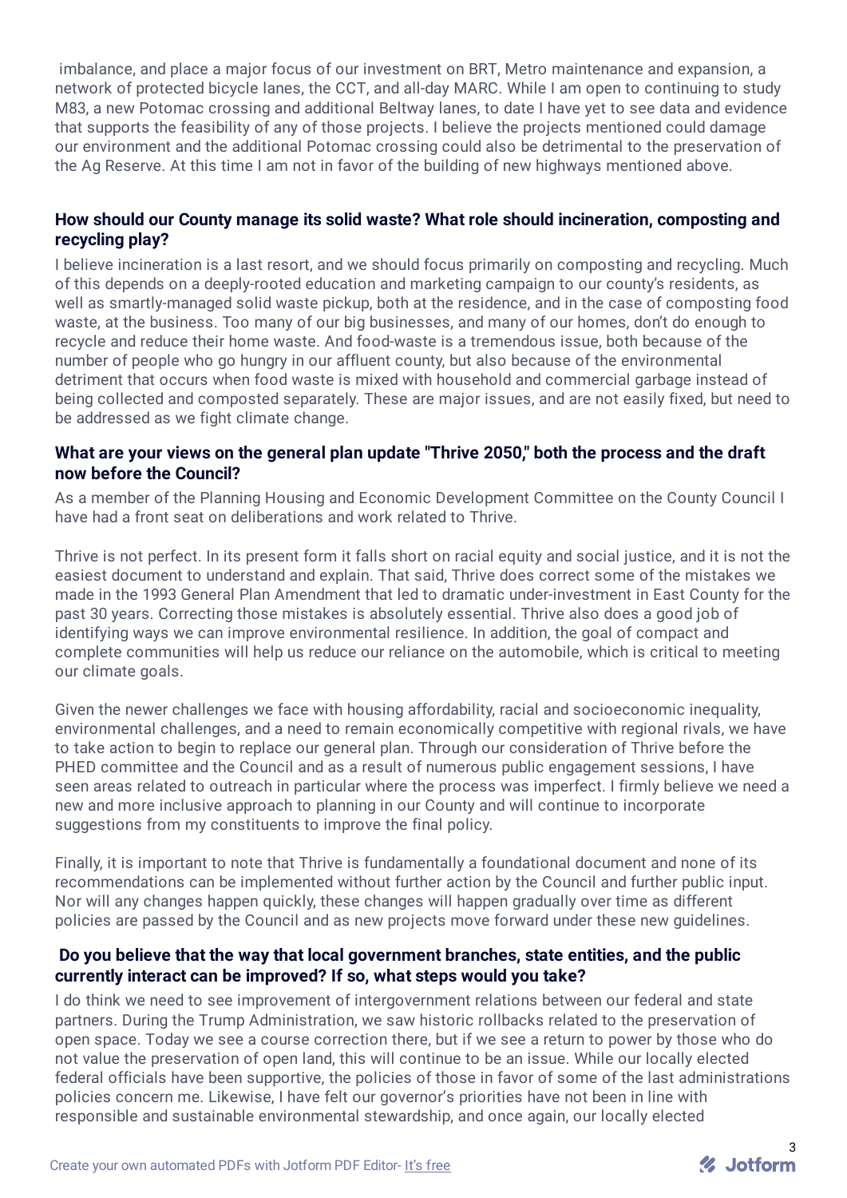imbalance, and place a major focus of our investment on BRT, Metro maintenance and expansion, a network of protected bicycle lanes, the CCT, and all-day MARC. While I am open to continuing to study M83, a new Potomac crossing and additional Beltway lanes, to date I have yet to see data and evidence that supports the feasibility of any of those projects. I believe the projects mentioned could damage our environment and the additional Potomac crossing could also be detrimental to the preservation of the Ag Reserve. At this time I am not in favor of the building of new highways mentioned above.

**How should our County manage its solid waste? What role should incineration, composting and recycling play?**

I believe incineration is a last resort, and we should focus primarily on composting and recycling. Much of this depends on a deeply-rooted education and marketing campaign to our county's residents, as well as smartly-managed solid waste pickup, both at the residence, and in the case of composting food waste, at the business. Too many of our big businesses, and many of our homes, don't do enough to recycle and reduce their home waste. And food-waste is a tremendous issue, both because of the number of people who go hungry in our affluent county, but also because of the environmental detriment that occurs when food waste is mixed with household and commercial garbage instead of being collected and composted separately. These are major issues, and are not easily fixed, but need to be addressed as we fight climate change.

**What are your views on the general plan update "Thrive 2050," both the process and the draft now before the Council?**

As a member of the Planning Housing and Economic Development Committee on the County Council I have had a front seat on deliberations and work related to Thrive.

Thrive is not perfect. In its present form it falls short on racial equity and social justice, and it is not the easiest document to understand and explain. That said, Thrive does correct some of the mistakes we made in the 1993 General Plan Amendment that led to dramatic under-investment in East County for the past 30 years. Correcting those mistakes is absolutely essential. Thrive also does a good job of identifying ways we can improve environmental resilience. In addition, the goal of compact and complete communities will help us reduce our reliance on the automobile, which is critical to meeting our climate goals.

Given the newer challenges we face with housing affordability, racial and socioeconomic inequality, environmental challenges, and a need to remain economically competitive with regional rivals, we have to take action to begin to replace our general plan. Through our consideration of Thrive before the PHED committee and the Council and as a result of numerous public engagement sessions, I have seen areas related to outreach in particular where the process was imperfect. I firmly believe we need a new and more inclusive approach to planning in our County and will continue to incorporate suggestions from my constituents to improve the final policy.

Finally, it is important to note that Thrive is fundamentally a foundational document and none of its recommendations can be implemented without further action by the Council and further public input. Nor will any changes happen quickly, these changes will happen gradually over time as different policies are passed by the Council and as new projects move forward under these new guidelines.

**Do you believe that the way that local government branches, state entities, and the public currently interact can be improved? If so, what steps would you take?**

I do think we need to see improvement of intergovernment relations between our federal and state partners. During the Trump Administration, we saw historic rollbacks related to the preservation of open space. Today we see a course correction there, but if we see a return to power by those who do not value the preservation of open land, this will continue to be an issue. While our locally elected federal officials have been supportive, the policies of those in favor of some of the last administrations policies concern me. Likewise, I have felt our governor's priorities have not been in line with responsible and sustainable environmental stewardship, and once again, our locally elected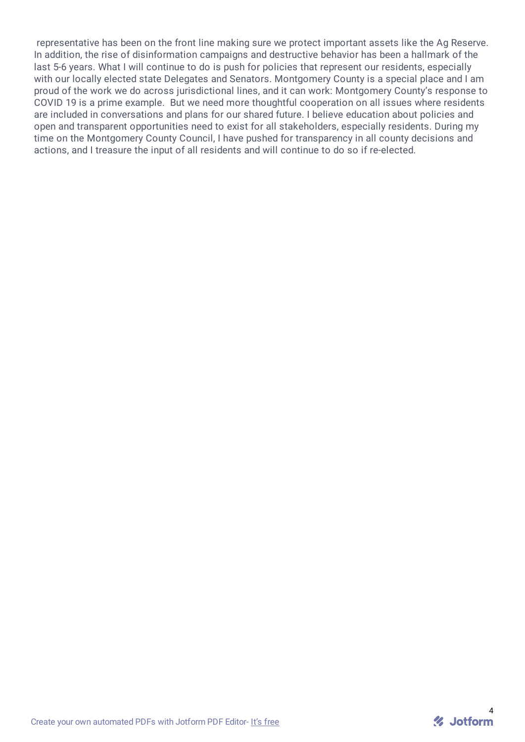representative has been on the front line making sure we protect important assets like the Ag Reserve. In addition, the rise of disinformation campaigns and destructive behavior has been a hallmark of the last 5-6 years. What I will continue to do is push for policies that represent our residents, especially with our locally elected state Delegates and Senators. Montgomery County is a special place and I am proud of the work we do across jurisdictional lines, and it can work: Montgomery County's response to COVID 19 is a prime example. But we need more thoughtful cooperation on all issues where residents are included in conversations and plans for our shared future. I believe education about policies and open and transparent opportunities need to exist for all stakeholders, especially residents. During my time on the Montgomery County Council, I have pushed for transparency in all county decisions and actions, and I treasure the input of all residents and will continue to do so if re-elected.